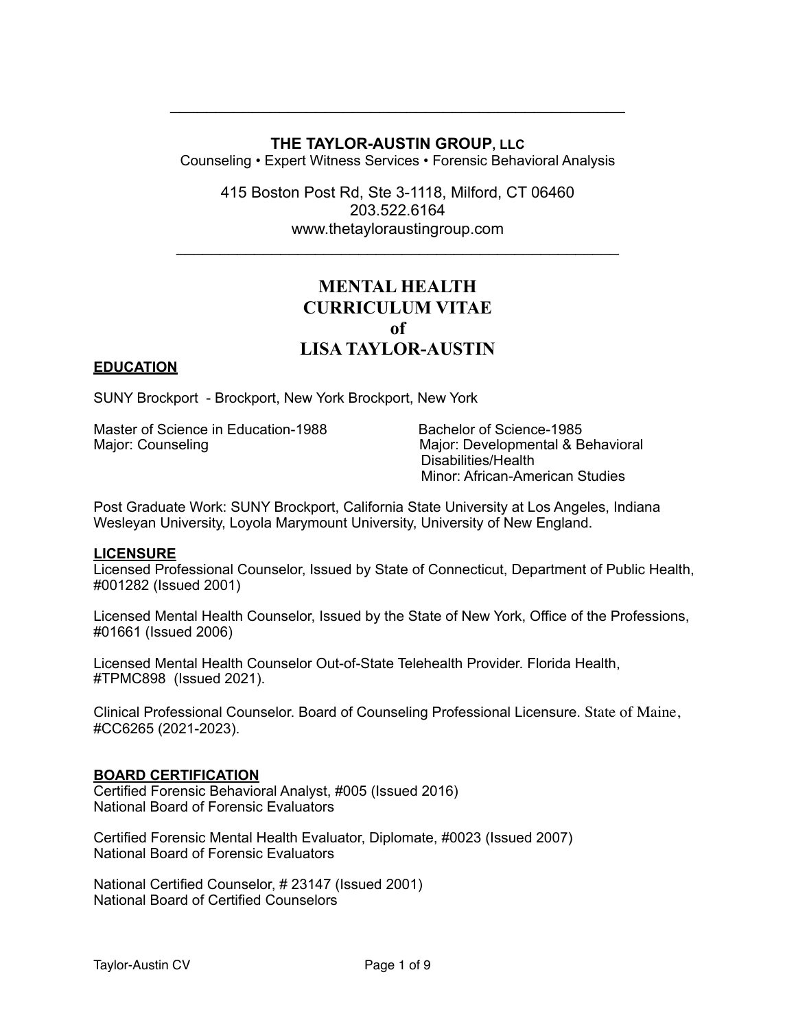---

**THE TAYLOR-AUSTIN GROUP, LLC**
Counseling • Expert Witness Services • Forensic Behavioral Analysis

415 Boston Post Rd, Ste 3-1118, Milford, CT 06460
203.522.6164
www.thetayloraustingroup.com

---

# MENTAL HEALTH CURRICULUM VITAE of LISA TAYLOR-AUSTIN

## EDUCATION

SUNY Brockport - Brockport, New York Brockport, New York

Master of Science in Education-1988
Major: Counseling

Bachelor of Science-1985
Major: Developmental & Behavioral Disabilities/Health
Minor: African-American Studies

Post Graduate Work: SUNY Brockport, California State University at Los Angeles, Indiana Wesleyan University, Loyola Marymount University, University of New England.

## LICENSURE

Licensed Professional Counselor, Issued by State of Connecticut, Department of Public Health, #001282 (Issued 2001)

Licensed Mental Health Counselor, Issued by the State of New York, Office of the Professions, #01661 (Issued 2006)

Licensed Mental Health Counselor Out-of-State Telehealth Provider. Florida Health, #TPMC898 (Issued 2021).

Clinical Professional Counselor. Board of Counseling Professional Licensure. State of Maine, #CC6265 (2021-2023).

## BOARD CERTIFICATION

Certified Forensic Behavioral Analyst, #005 (Issued 2016)
National Board of Forensic Evaluators

Certified Forensic Mental Health Evaluator, Diplomate, #0023 (Issued 2007)
National Board of Forensic Evaluators

National Certified Counselor, # 23147 (Issued 2001)
National Board of Certified Counselors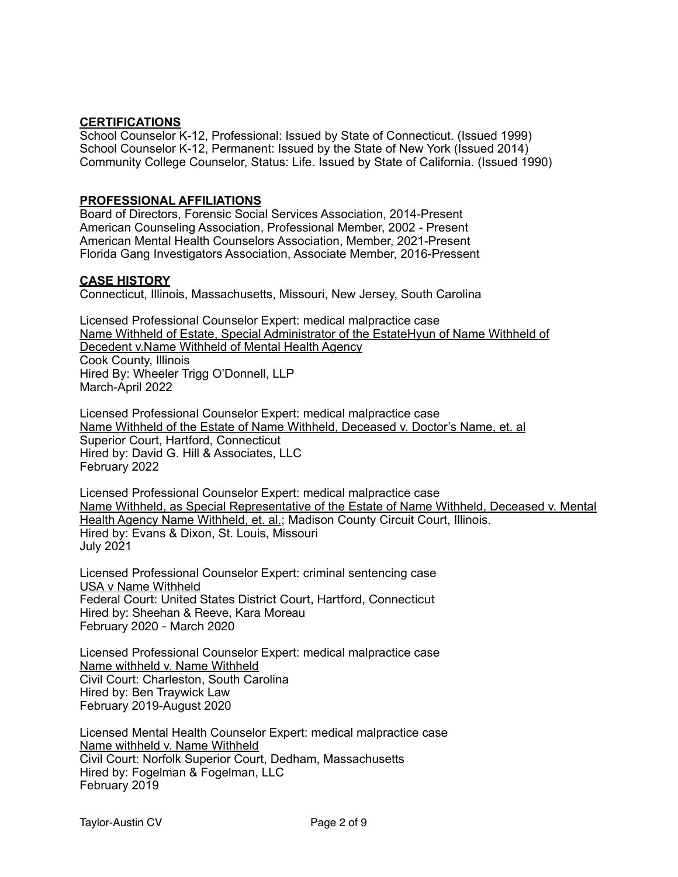## CERTIFICATIONS

School Counselor K-12, Professional: Issued by State of Connecticut. (Issued 1999)
School Counselor K-12, Permanent: Issued by the State of New York (Issued 2014)
Community College Counselor, Status: Life. Issued by State of California. (Issued 1990)

## PROFESSIONAL AFFILIATIONS

Board of Directors, Forensic Social Services Association, 2014-Present
American Counseling Association, Professional Member, 2002 - Present
American Mental Health Counselors Association, Member, 2021-Present
Florida Gang Investigators Association, Associate Member, 2016-Pressent

## CASE HISTORY

Connecticut, Illinois, Massachusetts, Missouri, New Jersey, South Carolina

Licensed Professional Counselor Expert: medical malpractice case
<u>Name Withheld of Estate, Special Administrator of the EstateHyun of Name Withheld of Decedent v.Name Withheld of Mental Health Agency</u>
Cook County, Illinois
Hired By: Wheeler Trigg O'Donnell, LLP
March-April 2022

Licensed Professional Counselor Expert: medical malpractice case
<u>Name Withheld of the Estate of Name Withheld, Deceased v. Doctor's Name, et. al</u>
Superior Court, Hartford, Connecticut
Hired by: David G. Hill & Associates, LLC
February 2022

Licensed Professional Counselor Expert: medical malpractice case
<u>Name Withheld, as Special Representative of the Estate of Name Withheld, Deceased v. Mental Health Agency Name Withheld, et. al.</u>; Madison County Circuit Court, Illinois.
Hired by: Evans & Dixon, St. Louis, Missouri
July 2021

Licensed Professional Counselor Expert: criminal sentencing case
<u>USA v Name Withheld</u>
Federal Court: United States District Court, Hartford, Connecticut
Hired by: Sheehan & Reeve, Kara Moreau
February 2020 - March 2020

Licensed Professional Counselor Expert: medical malpractice case
<u>Name withheld v. Name Withheld</u>
Civil Court: Charleston, South Carolina
Hired by: Ben Traywick Law
February 2019-August 2020

Licensed Mental Health Counselor Expert: medical malpractice case
<u>Name withheld v. Name Withheld</u>
Civil Court: Norfolk Superior Court, Dedham, Massachusetts
Hired by: Fogelman & Fogelman, LLC
February 2019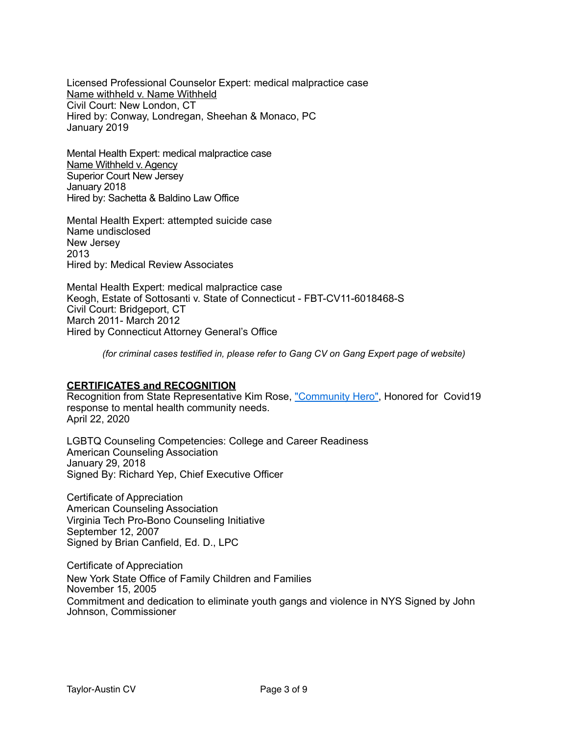Licensed Professional Counselor Expert: medical malpractice case
<u>Name withheld v. Name Withheld</u>
Civil Court: New London, CT
Hired by: Conway, Londregan, Sheehan & Monaco, PC
January 2019

Mental Health Expert: medical malpractice case
<u>Name Withheld v. Agency</u>
Superior Court New Jersey
January 2018
Hired by: Sachetta & Baldino Law Office

Mental Health Expert: attempted suicide case
Name undisclosed
New Jersey
2013
Hired by: Medical Review Associates

Mental Health Expert: medical malpractice case
Keogh, Estate of Sottosanti v. State of Connecticut - FBT-CV11-6018468-S
Civil Court: Bridgeport, CT
March 2011- March 2012
Hired by Connecticut Attorney General's Office

*(for criminal cases testified in, please refer to Gang CV on Gang Expert page of website)*

## <u>CERTIFICATES and RECOGNITION</u>

Recognition from State Representative Kim Rose, "Community Hero", Honored for Covid19 response to mental health community needs.
April 22, 2020

LGBTQ Counseling Competencies: College and Career Readiness
American Counseling Association
January 29, 2018
Signed By: Richard Yep, Chief Executive Officer

Certificate of Appreciation
American Counseling Association
Virginia Tech Pro-Bono Counseling Initiative
September 12, 2007
Signed by Brian Canfield, Ed. D., LPC

Certificate of Appreciation
New York State Office of Family Children and Families
November 15, 2005
Commitment and dedication to eliminate youth gangs and violence in NYS Signed by John Johnson, Commissioner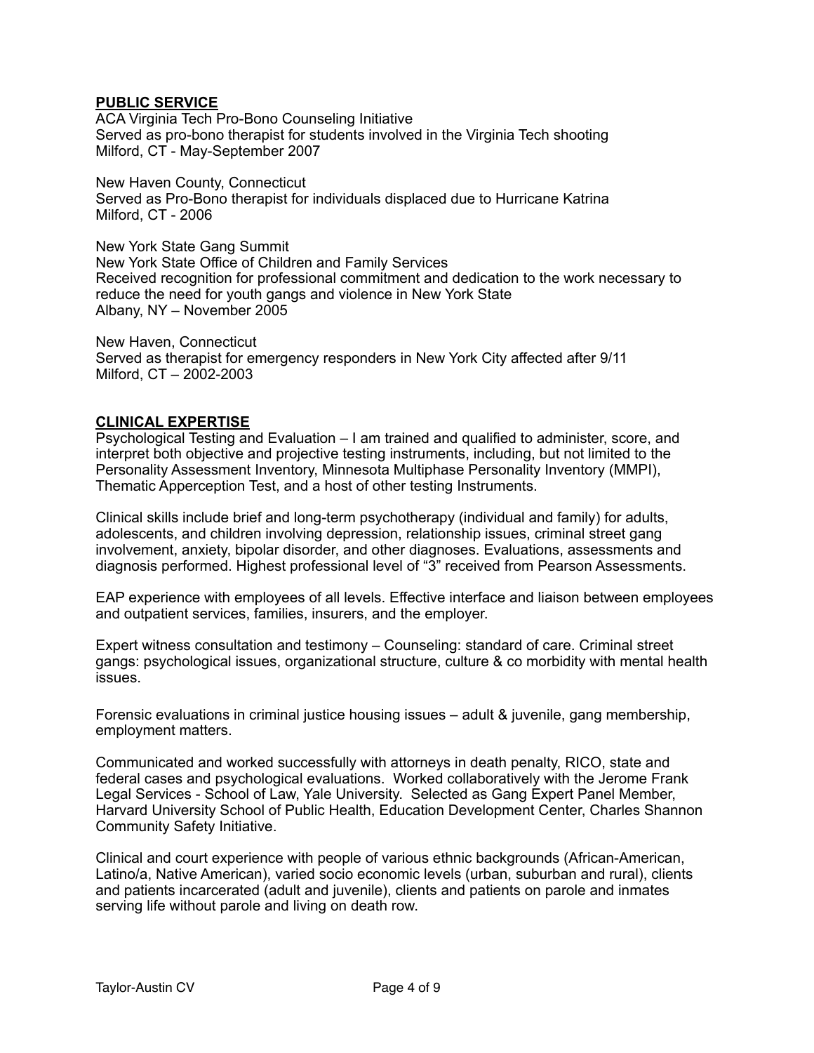## PUBLIC SERVICE

ACA Virginia Tech Pro-Bono Counseling Initiative
Served as pro-bono therapist for students involved in the Virginia Tech shooting
Milford, CT - May-September 2007

New Haven County, Connecticut
Served as Pro-Bono therapist for individuals displaced due to Hurricane Katrina
Milford, CT - 2006

New York State Gang Summit
New York State Office of Children and Family Services
Received recognition for professional commitment and dedication to the work necessary to reduce the need for youth gangs and violence in New York State
Albany, NY – November 2005

New Haven, Connecticut
Served as therapist for emergency responders in New York City affected after 9/11
Milford, CT – 2002-2003

## CLINICAL EXPERTISE

Psychological Testing and Evaluation – I am trained and qualified to administer, score, and interpret both objective and projective testing instruments, including, but not limited to the Personality Assessment Inventory, Minnesota Multiphase Personality Inventory (MMPI), Thematic Apperception Test, and a host of other testing Instruments.

Clinical skills include brief and long-term psychotherapy (individual and family) for adults, adolescents, and children involving depression, relationship issues, criminal street gang involvement, anxiety, bipolar disorder, and other diagnoses. Evaluations, assessments and diagnosis performed. Highest professional level of "3" received from Pearson Assessments.

EAP experience with employees of all levels. Effective interface and liaison between employees and outpatient services, families, insurers, and the employer.

Expert witness consultation and testimony – Counseling: standard of care. Criminal street gangs: psychological issues, organizational structure, culture & co morbidity with mental health issues.

Forensic evaluations in criminal justice housing issues – adult & juvenile, gang membership, employment matters.

Communicated and worked successfully with attorneys in death penalty, RICO, state and federal cases and psychological evaluations. Worked collaboratively with the Jerome Frank Legal Services - School of Law, Yale University. Selected as Gang Expert Panel Member, Harvard University School of Public Health, Education Development Center, Charles Shannon Community Safety Initiative.

Clinical and court experience with people of various ethnic backgrounds (African-American, Latino/a, Native American), varied socio economic levels (urban, suburban and rural), clients and patients incarcerated (adult and juvenile), clients and patients on parole and inmates serving life without parole and living on death row.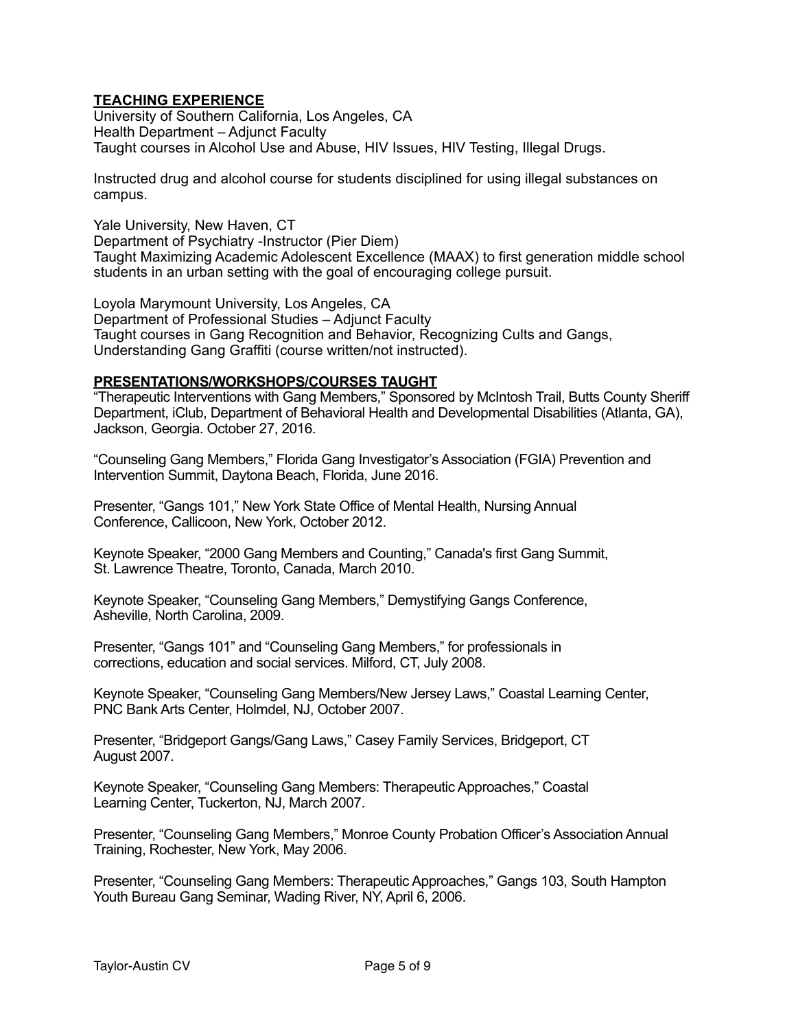## **TEACHING EXPERIENCE**

University of Southern California, Los Angeles, CA
Health Department – Adjunct Faculty
Taught courses in Alcohol Use and Abuse, HIV Issues, HIV Testing, Illegal Drugs.

Instructed drug and alcohol course for students disciplined for using illegal substances on campus.

Yale University, New Haven, CT
Department of Psychiatry -Instructor (Pier Diem)
Taught Maximizing Academic Adolescent Excellence (MAAX) to first generation middle school students in an urban setting with the goal of encouraging college pursuit.

Loyola Marymount University, Los Angeles, CA
Department of Professional Studies – Adjunct Faculty
Taught courses in Gang Recognition and Behavior, Recognizing Cults and Gangs, Understanding Gang Graffiti (course written/not instructed).

## **PRESENTATIONS/WORKSHOPS/COURSES TAUGHT**

"Therapeutic Interventions with Gang Members," Sponsored by McIntosh Trail, Butts County Sheriff Department, iClub, Department of Behavioral Health and Developmental Disabilities (Atlanta, GA), Jackson, Georgia. October 27, 2016.

"Counseling Gang Members," Florida Gang Investigator's Association (FGIA) Prevention and Intervention Summit, Daytona Beach, Florida, June 2016.

Presenter, "Gangs 101," New York State Office of Mental Health, Nursing Annual Conference, Callicoon, New York, October 2012.

Keynote Speaker, "2000 Gang Members and Counting," Canada's first Gang Summit, St. Lawrence Theatre, Toronto, Canada, March 2010.

Keynote Speaker, "Counseling Gang Members," Demystifying Gangs Conference, Asheville, North Carolina, 2009.

Presenter, "Gangs 101" and "Counseling Gang Members," for professionals in corrections, education and social services. Milford, CT, July 2008.

Keynote Speaker, "Counseling Gang Members/New Jersey Laws," Coastal Learning Center, PNC Bank Arts Center, Holmdel, NJ, October 2007.

Presenter, "Bridgeport Gangs/Gang Laws," Casey Family Services, Bridgeport, CT August 2007.

Keynote Speaker, "Counseling Gang Members: Therapeutic Approaches," Coastal Learning Center, Tuckerton, NJ, March 2007.

Presenter, "Counseling Gang Members," Monroe County Probation Officer's Association Annual Training, Rochester, New York, May 2006.

Presenter, "Counseling Gang Members: Therapeutic Approaches," Gangs 103, South Hampton Youth Bureau Gang Seminar, Wading River, NY, April 6, 2006.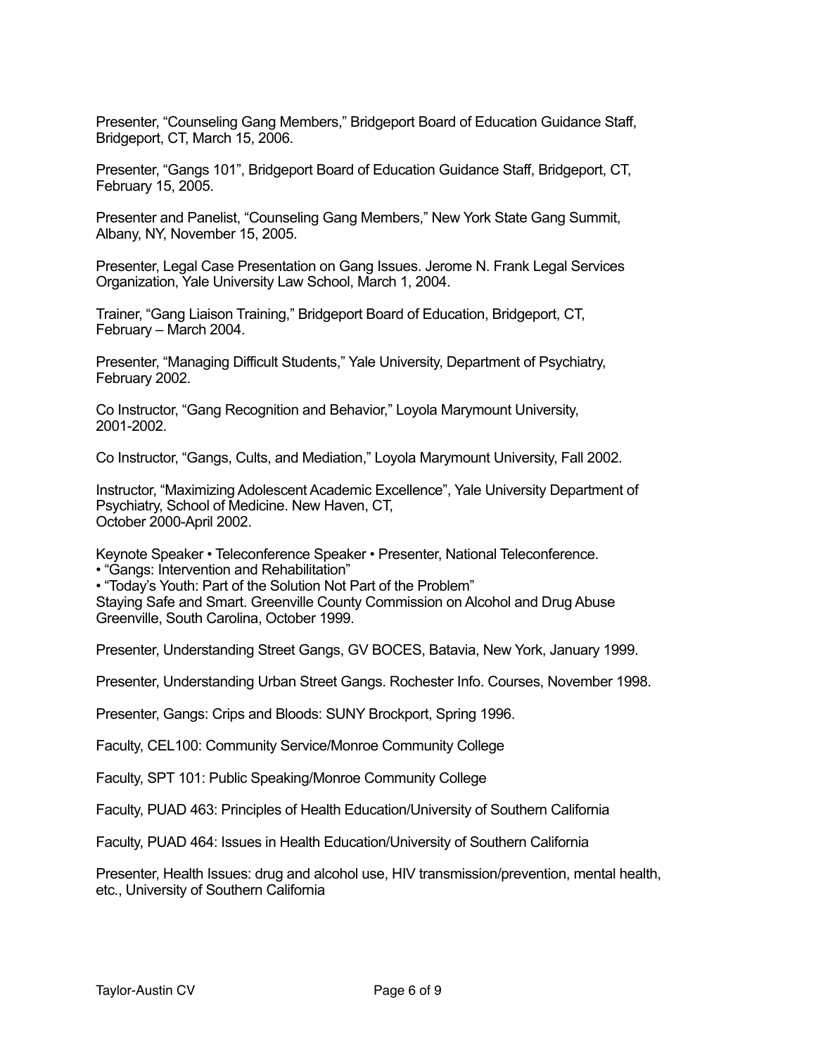Presenter, "Counseling Gang Members," Bridgeport Board of Education Guidance Staff, Bridgeport, CT, March 15, 2006.

Presenter, "Gangs 101", Bridgeport Board of Education Guidance Staff, Bridgeport, CT, February 15, 2005.

Presenter and Panelist, "Counseling Gang Members," New York State Gang Summit, Albany, NY, November 15, 2005.

Presenter, Legal Case Presentation on Gang Issues. Jerome N. Frank Legal Services Organization, Yale University Law School, March 1, 2004.

Trainer, "Gang Liaison Training," Bridgeport Board of Education, Bridgeport, CT, February – March 2004.

Presenter, "Managing Difficult Students," Yale University, Department of Psychiatry, February 2002.

Co Instructor, "Gang Recognition and Behavior," Loyola Marymount University, 2001-2002.

Co Instructor, "Gangs, Cults, and Mediation," Loyola Marymount University, Fall 2002.

Instructor, "Maximizing Adolescent Academic Excellence", Yale University Department of Psychiatry, School of Medicine. New Haven, CT, October 2000-April 2002.

Keynote Speaker • Teleconference Speaker • Presenter, National Teleconference.
• "Gangs: Intervention and Rehabilitation"
• "Today's Youth: Part of the Solution Not Part of the Problem"
Staying Safe and Smart. Greenville County Commission on Alcohol and Drug Abuse Greenville, South Carolina, October 1999.

Presenter, Understanding Street Gangs, GV BOCES, Batavia, New York, January 1999.

Presenter, Understanding Urban Street Gangs. Rochester Info. Courses, November 1998.

Presenter, Gangs: Crips and Bloods: SUNY Brockport, Spring 1996.

Faculty, CEL100: Community Service/Monroe Community College

Faculty, SPT 101: Public Speaking/Monroe Community College

Faculty, PUAD 463: Principles of Health Education/University of Southern California

Faculty, PUAD 464: Issues in Health Education/University of Southern California

Presenter, Health Issues: drug and alcohol use, HIV transmission/prevention, mental health, etc., University of Southern California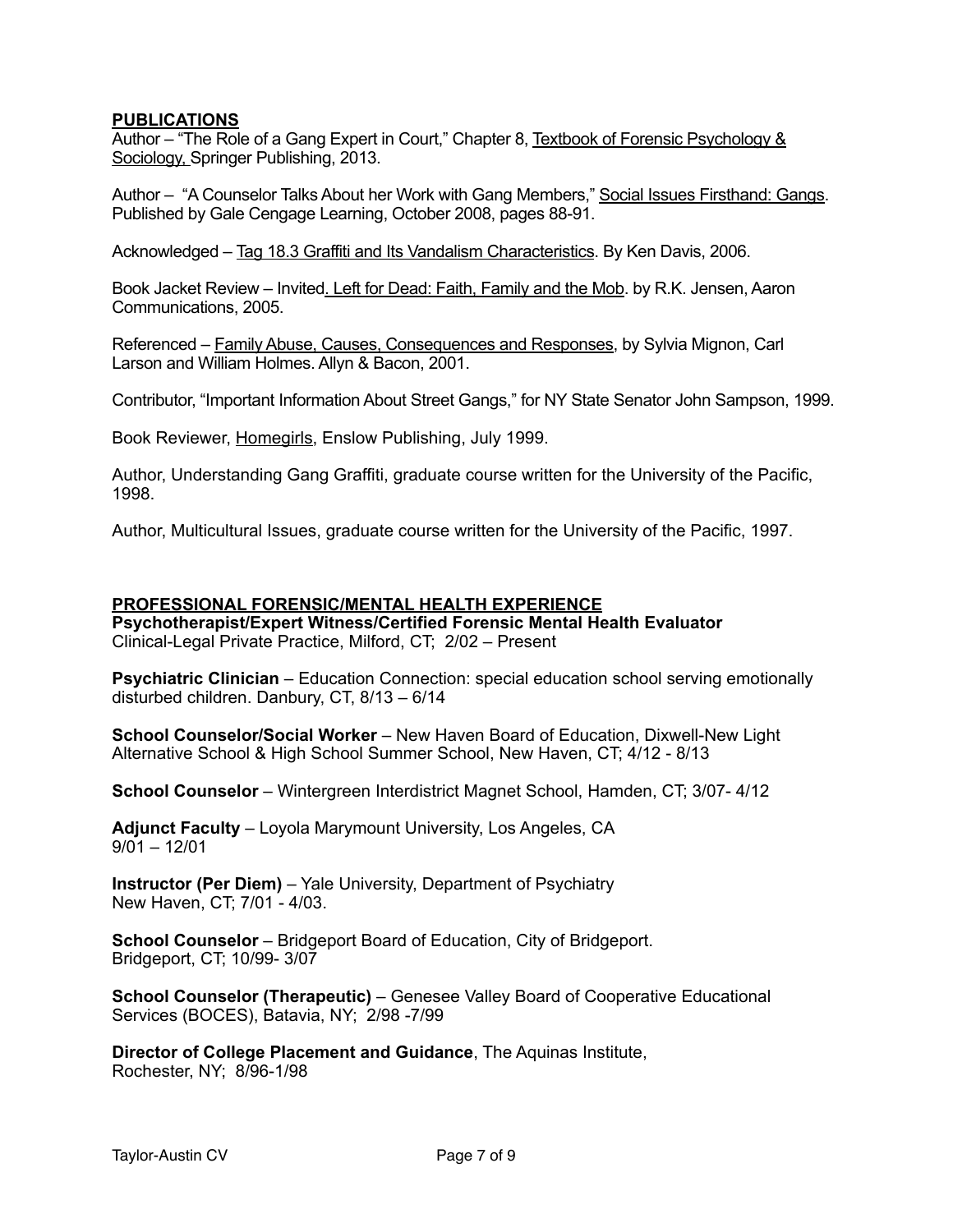## PUBLICATIONS

Author – "The Role of a Gang Expert in Court," Chapter 8, Textbook of Forensic Psychology & Sociology, Springer Publishing, 2013.

Author – "A Counselor Talks About her Work with Gang Members," Social Issues Firsthand: Gangs. Published by Gale Cengage Learning, October 2008, pages 88-91.

Acknowledged – Tag 18.3 Graffiti and Its Vandalism Characteristics. By Ken Davis, 2006.

Book Jacket Review – Invited. Left for Dead: Faith, Family and the Mob. by R.K. Jensen, Aaron Communications, 2005.

Referenced – Family Abuse, Causes, Consequences and Responses, by Sylvia Mignon, Carl Larson and William Holmes. Allyn & Bacon, 2001.

Contributor, "Important Information About Street Gangs," for NY State Senator John Sampson, 1999.

Book Reviewer, Homegirls, Enslow Publishing, July 1999.

Author, Understanding Gang Graffiti, graduate course written for the University of the Pacific, 1998.

Author, Multicultural Issues, graduate course written for the University of the Pacific, 1997.

## PROFESSIONAL FORENSIC/MENTAL HEALTH EXPERIENCE

**Psychotherapist/Expert Witness/Certified Forensic Mental Health Evaluator**
Clinical-Legal Private Practice, Milford, CT; 2/02 – Present

**Psychiatric Clinician** – Education Connection: special education school serving emotionally disturbed children. Danbury, CT, 8/13 – 6/14

**School Counselor/Social Worker** – New Haven Board of Education, Dixwell-New Light Alternative School & High School Summer School, New Haven, CT; 4/12 - 8/13

**School Counselor** – Wintergreen Interdistrict Magnet School, Hamden, CT; 3/07- 4/12

**Adjunct Faculty** – Loyola Marymount University, Los Angeles, CA
9/01 – 12/01

**Instructor (Per Diem)** – Yale University, Department of Psychiatry
New Haven, CT; 7/01 - 4/03.

**School Counselor** – Bridgeport Board of Education, City of Bridgeport.
Bridgeport, CT; 10/99- 3/07

**School Counselor (Therapeutic)** – Genesee Valley Board of Cooperative Educational Services (BOCES), Batavia, NY; 2/98 -7/99

**Director of College Placement and Guidance**, The Aquinas Institute,
Rochester, NY; 8/96-1/98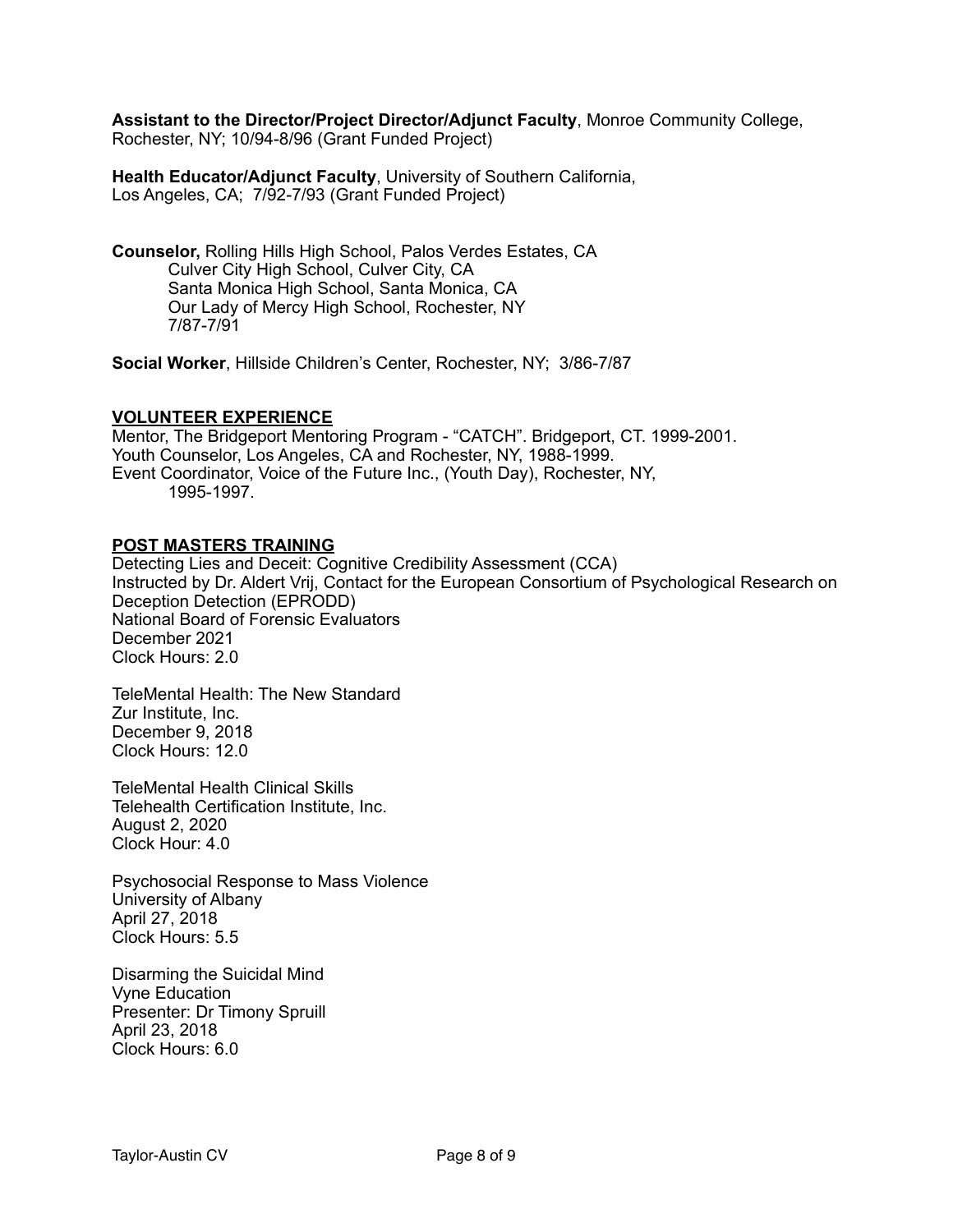**Assistant to the Director/Project Director/Adjunct Faculty**, Monroe Community College, Rochester, NY; 10/94-8/96 (Grant Funded Project)

**Health Educator/Adjunct Faculty**, University of Southern California, Los Angeles, CA; 7/92-7/93 (Grant Funded Project)

**Counselor,** Rolling Hills High School, Palos Verdes Estates, CA
Culver City High School, Culver City, CA
Santa Monica High School, Santa Monica, CA
Our Lady of Mercy High School, Rochester, NY
7/87-7/91

**Social Worker**, Hillside Children's Center, Rochester, NY; 3/86-7/87

## VOLUNTEER EXPERIENCE

Mentor, The Bridgeport Mentoring Program - "CATCH". Bridgeport, CT. 1999-2001.
Youth Counselor, Los Angeles, CA and Rochester, NY, 1988-1999.
Event Coordinator, Voice of the Future Inc., (Youth Day), Rochester, NY, 1995-1997.

## POST MASTERS TRAINING

Detecting Lies and Deceit: Cognitive Credibility Assessment (CCA)
Instructed by Dr. Aldert Vrij, Contact for the European Consortium of Psychological Research on Deception Detection (EPRODD)
National Board of Forensic Evaluators
December 2021
Clock Hours: 2.0

TeleMental Health: The New Standard
Zur Institute, Inc.
December 9, 2018
Clock Hours: 12.0

TeleMental Health Clinical Skills
Telehealth Certification Institute, Inc.
August 2, 2020
Clock Hour: 4.0

Psychosocial Response to Mass Violence
University of Albany
April 27, 2018
Clock Hours: 5.5

Disarming the Suicidal Mind
Vyne Education
Presenter: Dr Timony Spruill
April 23, 2018
Clock Hours: 6.0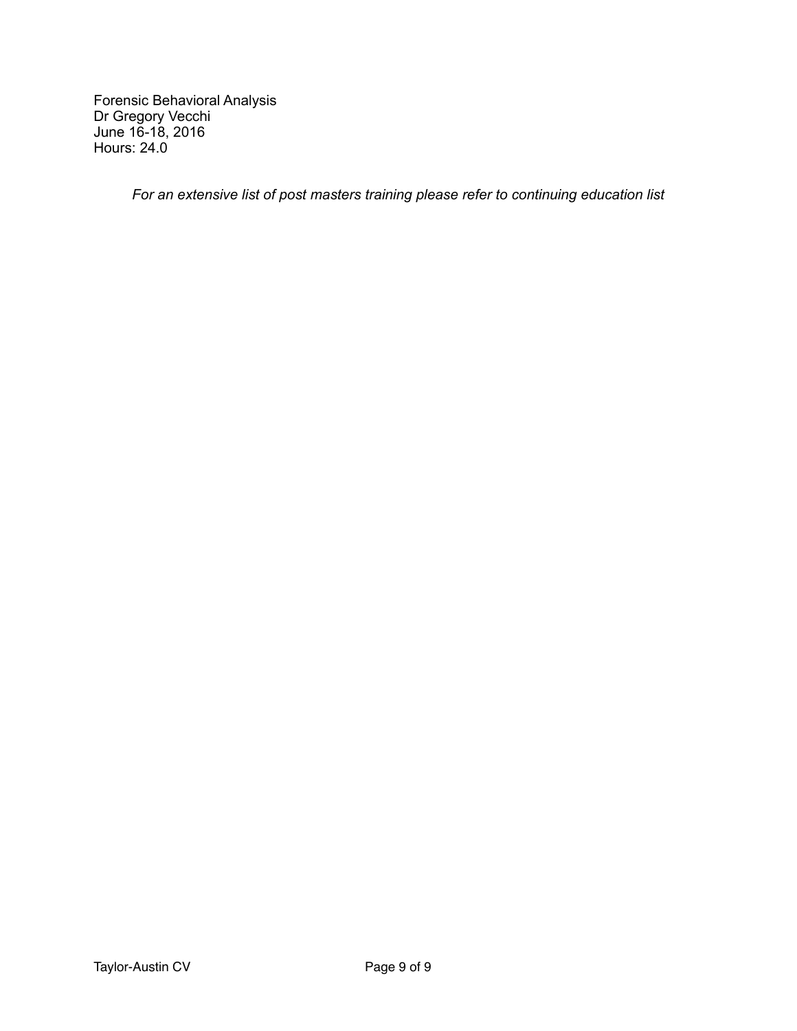Forensic Behavioral Analysis
Dr Gregory Vecchi
June 16-18, 2016
Hours: 24.0

*For an extensive list of post masters training please refer to continuing education list*